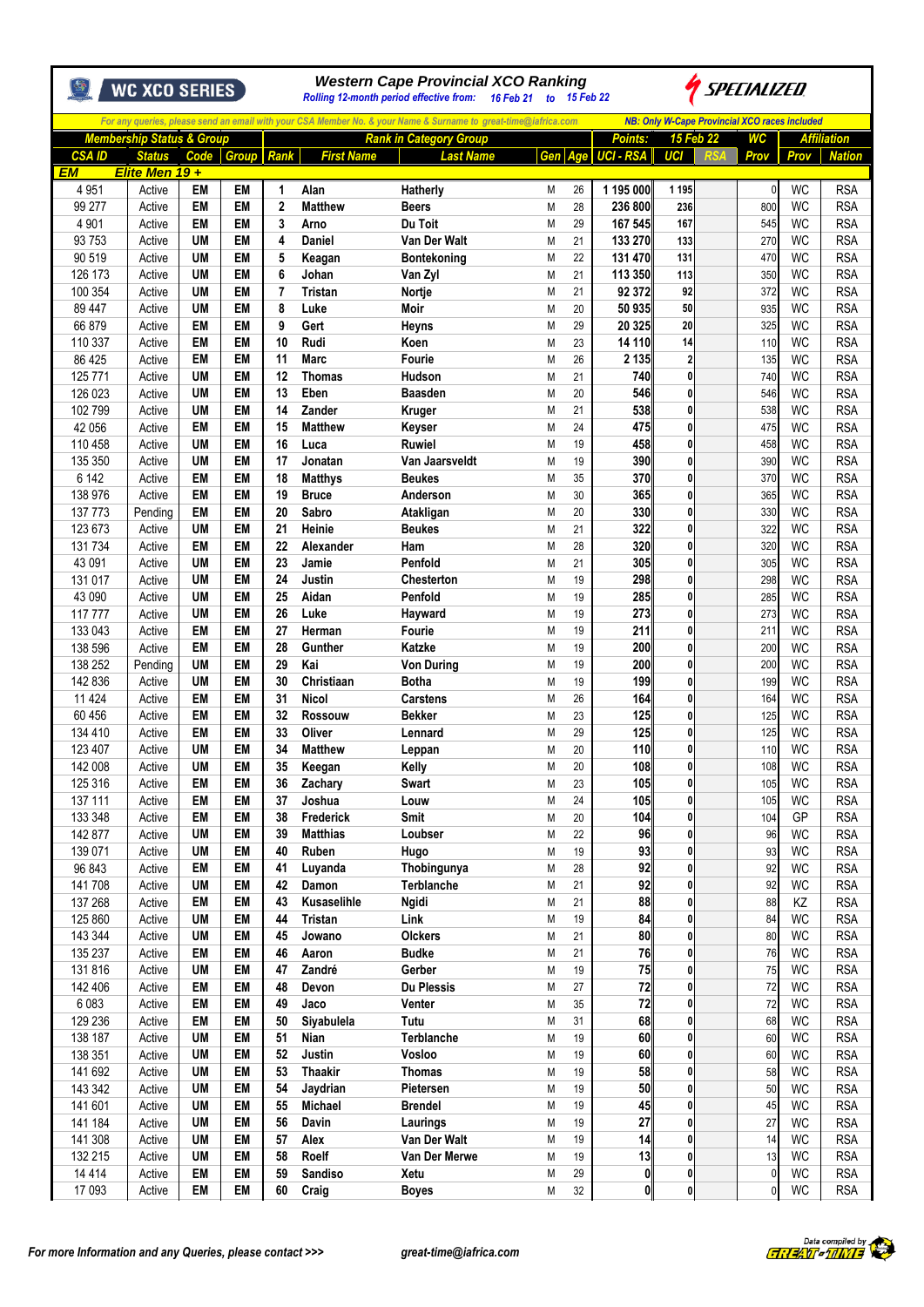WC XCO SERIES

# Western Cape Provincial XCO Ranking

*Rolling 12-month period effective from: 16 Feb 21 to 15 Feb 22*

SPECIALIZED

*For any queries, please send an email with your CSA Member No. & your Name & Surname to great-time@iafrica.com*

*NB: Only W-Cape Provincial XCO races included*

| Membership Status & Group | | | | Rank in Category Group | | | | | Points: | 15 Feb 22 | | WC | Affiliation | |
|---|---|---|---|---|---|---|---|---|---|---|---|---|---|---|
| CSA ID | Status | Code | Group | Rank | First Name | Last Name | Gen | Age | UCI - RSA | UCI | RSA | Prov | Prov | Nation |
| **EM** | **Elite Men 19 +** | | | | | | | | | | | | | |
| 4 951 | Active | EM | EM | 1 | Alan | Hatherly | M | 26 | 1 195 000 | 1 195 | | 0 | WC | RSA |
| 99 277 | Active | EM | EM | 2 | Matthew | Beers | M | 28 | 236 800 | 236 | | 800 | WC | RSA |
| 4 901 | Active | EM | EM | 3 | Arno | Du Toit | M | 29 | 167 545 | 167 | | 545 | WC | RSA |
| 93 753 | Active | UM | EM | 4 | Daniel | Van Der Walt | M | 21 | 133 270 | 133 | | 270 | WC | RSA |
| 90 519 | Active | UM | EM | 5 | Keagan | Bontekoning | M | 22 | 131 470 | 131 | | 470 | WC | RSA |
| 126 173 | Active | UM | EM | 6 | Johan | Van Zyl | M | 21 | 113 350 | 113 | | 350 | WC | RSA |
| 100 354 | Active | UM | EM | 7 | Tristan | Nortje | M | 21 | 92 372 | 92 | | 372 | WC | RSA |
| 89 447 | Active | UM | EM | 8 | Luke | Moir | M | 20 | 50 935 | 50 | | 935 | WC | RSA |
| 66 879 | Active | EM | EM | 9 | Gert | Heyns | M | 29 | 20 325 | 20 | | 325 | WC | RSA |
| 110 337 | Active | EM | EM | 10 | Rudi | Koen | M | 23 | 14 110 | 14 | | 110 | WC | RSA |
| 86 425 | Active | EM | EM | 11 | Marc | Fourie | M | 26 | 2 135 | 2 | | 135 | WC | RSA |
| 125 771 | Active | UM | EM | 12 | Thomas | Hudson | M | 21 | 740 | 0 | | 740 | WC | RSA |
| 126 023 | Active | UM | EM | 13 | Eben | Baasden | M | 20 | 546 | 0 | | 546 | WC | RSA |
| 102 799 | Active | UM | EM | 14 | Zander | Kruger | M | 21 | 538 | 0 | | 538 | WC | RSA |
| 42 056 | Active | EM | EM | 15 | Matthew | Keyser | M | 24 | 475 | 0 | | 475 | WC | RSA |
| 110 458 | Active | UM | EM | 16 | Luca | Ruwiel | M | 19 | 458 | 0 | | 458 | WC | RSA |
| 135 350 | Active | UM | EM | 17 | Jonatan | Van Jaarsveldt | M | 19 | 390 | 0 | | 390 | WC | RSA |
| 6 142 | Active | EM | EM | 18 | Matthys | Beukes | M | 35 | 370 | 0 | | 370 | WC | RSA |
| 138 976 | Active | EM | EM | 19 | Bruce | Anderson | M | 30 | 365 | 0 | | 365 | WC | RSA |
| 137 773 | Pending | EM | EM | 20 | Sabro | Atakligan | M | 20 | 330 | 0 | | 330 | WC | RSA |
| 123 673 | Active | UM | EM | 21 | Heinie | Beukes | M | 21 | 322 | 0 | | 322 | WC | RSA |
| 131 734 | Active | EM | EM | 22 | Alexander | Ham | M | 28 | 320 | 0 | | 320 | WC | RSA |
| 43 091 | Active | UM | EM | 23 | Jamie | Penfold | M | 21 | 305 | 0 | | 305 | WC | RSA |
| 131 017 | Active | UM | EM | 24 | Justin | Chesterton | M | 19 | 298 | 0 | | 298 | WC | RSA |
| 43 090 | Active | UM | EM | 25 | Aidan | Penfold | M | 19 | 285 | 0 | | 285 | WC | RSA |
| 117 777 | Active | UM | EM | 26 | Luke | Hayward | M | 19 | 273 | 0 | | 273 | WC | RSA |
| 133 043 | Active | EM | EM | 27 | Herman | Fourie | M | 19 | 211 | 0 | | 211 | WC | RSA |
| 138 596 | Active | EM | EM | 28 | Gunther | Katzke | M | 19 | 200 | 0 | | 200 | WC | RSA |
| 138 252 | Pending | UM | EM | 29 | Kai | Von During | M | 19 | 200 | 0 | | 200 | WC | RSA |
| 142 836 | Active | UM | EM | 30 | Christiaan | Botha | M | 19 | 199 | 0 | | 199 | WC | RSA |
| 11 424 | Active | EM | EM | 31 | Nicol | Carstens | M | 26 | 164 | 0 | | 164 | WC | RSA |
| 60 456 | Active | EM | EM | 32 | Rossouw | Bekker | M | 23 | 125 | 0 | | 125 | WC | RSA |
| 134 410 | Active | EM | EM | 33 | Oliver | Lennard | M | 29 | 125 | 0 | | 125 | WC | RSA |
| 123 407 | Active | UM | EM | 34 | Matthew | Leppan | M | 20 | 110 | 0 | | 110 | WC | RSA |
| 142 008 | Active | UM | EM | 35 | Keegan | Kelly | M | 20 | 108 | 0 | | 108 | WC | RSA |
| 125 316 | Active | EM | EM | 36 | Zachary | Swart | M | 23 | 105 | 0 | | 105 | WC | RSA |
| 137 111 | Active | EM | EM | 37 | Joshua | Louw | M | 24 | 105 | 0 | | 105 | WC | RSA |
| 133 348 | Active | EM | EM | 38 | Frederick | Smit | M | 20 | 104 | 0 | | 104 | GP | RSA |
| 142 877 | Active | UM | EM | 39 | Matthias | Loubser | M | 22 | 96 | 0 | | 96 | WC | RSA |
| 139 071 | Active | UM | EM | 40 | Ruben | Hugo | M | 19 | 93 | 0 | | 93 | WC | RSA |
| 96 843 | Active | EM | EM | 41 | Luyanda | Thobingunya | M | 28 | 92 | 0 | | 92 | WC | RSA |
| 141 708 | Active | UM | EM | 42 | Damon | Terblanche | M | 21 | 92 | 0 | | 92 | WC | RSA |
| 137 268 | Active | EM | EM | 43 | Kusaselihle | Ngidi | M | 21 | 88 | 0 | | 88 | KZ | RSA |
| 125 860 | Active | UM | EM | 44 | Tristan | Link | M | 19 | 84 | 0 | | 84 | WC | RSA |
| 143 344 | Active | UM | EM | 45 | Jowano | Olckers | M | 21 | 80 | 0 | | 80 | WC | RSA |
| 135 237 | Active | EM | EM | 46 | Aaron | Budke | M | 21 | 76 | 0 | | 76 | WC | RSA |
| 131 816 | Active | UM | EM | 47 | Zandré | Gerber | M | 19 | 75 | 0 | | 75 | WC | RSA |
| 142 406 | Active | EM | EM | 48 | Devon | Du Plessis | M | 27 | 72 | 0 | | 72 | WC | RSA |
| 6 083 | Active | EM | EM | 49 | Jaco | Venter | M | 35 | 72 | 0 | | 72 | WC | RSA |
| 129 236 | Active | EM | EM | 50 | Siyabulela | Tutu | M | 31 | 68 | 0 | | 68 | WC | RSA |
| 138 187 | Active | UM | EM | 51 | Nian | Terblanche | M | 19 | 60 | 0 | | 60 | WC | RSA |
| 138 351 | Active | UM | EM | 52 | Justin | Vosloo | M | 19 | 60 | 0 | | 60 | WC | RSA |
| 141 692 | Active | UM | EM | 53 | Thaakir | Thomas | M | 19 | 58 | 0 | | 58 | WC | RSA |
| 143 342 | Active | UM | EM | 54 | Jaydrian | Pietersen | M | 19 | 50 | 0 | | 50 | WC | RSA |
| 141 601 | Active | UM | EM | 55 | Michael | Brendel | M | 19 | 45 | 0 | | 45 | WC | RSA |
| 141 184 | Active | UM | EM | 56 | Davin | Laurings | M | 19 | 27 | 0 | | 27 | WC | RSA |
| 141 308 | Active | UM | EM | 57 | Alex | Van Der Walt | M | 19 | 14 | 0 | | 14 | WC | RSA |
| 132 215 | Active | UM | EM | 58 | Roelf | Van Der Merwe | M | 19 | 13 | 0 | | 13 | WC | RSA |
| 14 414 | Active | EM | EM | 59 | Sandiso | Xetu | M | 29 | 0 | 0 | | 0 | WC | RSA |
| 17 093 | Active | EM | EM | 60 | Craig | Boyes | M | 32 | 0 | 0 | | 0 | WC | RSA |

*For more Information and any Queries, please contact >>> great-time@iafrica.com*

Data compiled by GREAT-TIME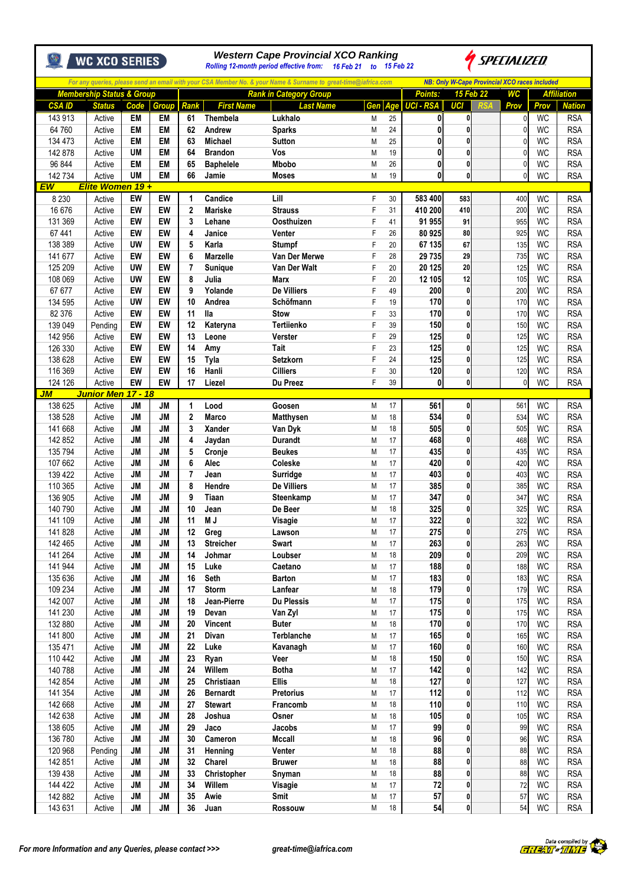**WC XCO SERIES**

### Western Cape Provincial XCO Ranking

*Rolling 12-month period effective from: 16 Feb 21 to 15 Feb 22*

*For any queries, please send an email with your CSA Member No. & your Name & Surname to great-time@iafrica.com*

*NB: Only W-Cape Provincial XCO races included*

| Membership Status & Group | | | | Rank in Category Group | | | | | Points: 15 Feb 22 | | | WC | Affiliation | |
|---|---|---|---|---|---|---|---|---|---|---|---|---|---|---|
| CSA ID | Status | Code | Group | Rank | First Name | Last Name | Gen | Age | UCI - RSA | UCI | RSA | Prov | Prov | Nation |
| 143 913 | Active | EM | EM | 61 | Thembela | Lukhalo | M | 25 | 0 | 0 | | 0 | WC | RSA |
| 64 760 | Active | EM | EM | 62 | Andrew | Sparks | M | 24 | 0 | 0 | | 0 | WC | RSA |
| 134 473 | Active | EM | EM | 63 | Michael | Sutton | M | 25 | 0 | 0 | | 0 | WC | RSA |
| 142 878 | Active | UM | EM | 64 | Brandon | Vos | M | 19 | 0 | 0 | | 0 | WC | RSA |
| 96 844 | Active | EM | EM | 65 | Baphelele | Mbobo | M | 26 | 0 | 0 | | 0 | WC | RSA |
| 142 734 | Active | UM | EM | 66 | Jamie | Moses | M | 19 | 0 | 0 | | 0 | WC | RSA |
| **EW** | **Elite Women 19 +** | | | | | | | | | | | | | |
| 8 230 | Active | EW | EW | 1 | Candice | Lill | F | 30 | 583 400 | 583 | | 400 | WC | RSA |
| 16 676 | Active | EW | EW | 2 | Mariske | Strauss | F | 31 | 410 200 | 410 | | 200 | WC | RSA |
| 131 369 | Active | EW | EW | 3 | Lehane | Oosthuizen | F | 41 | 91 955 | 91 | | 955 | WC | RSA |
| 67 441 | Active | EW | EW | 4 | Janice | Venter | F | 26 | 80 925 | 80 | | 925 | WC | RSA |
| 138 389 | Active | UW | EW | 5 | Karla | Stumpf | F | 20 | 67 135 | 67 | | 135 | WC | RSA |
| 141 677 | Active | EW | EW | 6 | Marzelle | Van Der Merwe | F | 28 | 29 735 | 29 | | 735 | WC | RSA |
| 125 209 | Active | UW | EW | 7 | Sunique | Van Der Walt | F | 20 | 20 125 | 20 | | 125 | WC | RSA |
| 108 069 | Active | UW | EW | 8 | Julia | Marx | F | 20 | 12 105 | 12 | | 105 | WC | RSA |
| 67 677 | Active | EW | EW | 9 | Yolande | De Villiers | F | 49 | 200 | 0 | | 200 | WC | RSA |
| 134 595 | Active | UW | EW | 10 | Andrea | Schöfmann | F | 19 | 170 | 0 | | 170 | WC | RSA |
| 82 376 | Active | EW | EW | 11 | Ila | Stow | F | 33 | 170 | 0 | | 170 | WC | RSA |
| 139 049 | Pending | EW | EW | 12 | Kateryna | Tertiienko | F | 39 | 150 | 0 | | 150 | WC | RSA |
| 142 956 | Active | EW | EW | 13 | Leone | Verster | F | 29 | 125 | 0 | | 125 | WC | RSA |
| 126 330 | Active | EW | EW | 14 | Amy | Tait | F | 23 | 125 | 0 | | 125 | WC | RSA |
| 138 628 | Active | EW | EW | 15 | Tyla | Setzkorn | F | 24 | 125 | 0 | | 125 | WC | RSA |
| 116 369 | Active | EW | EW | 16 | Hanli | Cilliers | F | 30 | 120 | 0 | | 120 | WC | RSA |
| 124 126 | Active | EW | EW | 17 | Liezel | Du Preez | F | 39 | 0 | 0 | | 0 | WC | RSA |
| **JM** | **Junior Men 17 - 18** | | | | | | | | | | | | | |
| 138 625 | Active | JM | JM | 1 | Lood | Goosen | M | 17 | 561 | 0 | | 561 | WC | RSA |
| 138 528 | Active | JM | JM | 2 | Marco | Matthysen | M | 18 | 534 | 0 | | 534 | WC | RSA |
| 141 668 | Active | JM | JM | 3 | Xander | Van Dyk | M | 18 | 505 | 0 | | 505 | WC | RSA |
| 142 852 | Active | JM | JM | 4 | Jaydan | Durandt | M | 17 | 468 | 0 | | 468 | WC | RSA |
| 135 794 | Active | JM | JM | 5 | Cronje | Beukes | M | 17 | 435 | 0 | | 435 | WC | RSA |
| 107 662 | Active | JM | JM | 6 | Alec | Coleske | M | 17 | 420 | 0 | | 420 | WC | RSA |
| 139 422 | Active | JM | JM | 7 | Jean | Surridge | M | 17 | 403 | 0 | | 403 | WC | RSA |
| 110 365 | Active | JM | JM | 8 | Hendre | De Villiers | M | 17 | 385 | 0 | | 385 | WC | RSA |
| 136 905 | Active | JM | JM | 9 | Tiaan | Steenkamp | M | 17 | 347 | 0 | | 347 | WC | RSA |
| 140 790 | Active | JM | JM | 10 | Jean | De Beer | M | 18 | 325 | 0 | | 325 | WC | RSA |
| 141 109 | Active | JM | JM | 11 | M J | Visagie | M | 17 | 322 | 0 | | 322 | WC | RSA |
| 141 828 | Active | JM | JM | 12 | Greg | Lawson | M | 17 | 275 | 0 | | 275 | WC | RSA |
| 142 465 | Active | JM | JM | 13 | Streicher | Swart | M | 17 | 263 | 0 | | 263 | WC | RSA |
| 141 264 | Active | JM | JM | 14 | Johmar | Loubser | M | 18 | 209 | 0 | | 209 | WC | RSA |
| 141 944 | Active | JM | JM | 15 | Luke | Caetano | M | 17 | 188 | 0 | | 188 | WC | RSA |
| 135 636 | Active | JM | JM | 16 | Seth | Barton | M | 17 | 183 | 0 | | 183 | WC | RSA |
| 109 234 | Active | JM | JM | 17 | Storm | Lanfear | M | 18 | 179 | 0 | | 179 | WC | RSA |
| 142 007 | Active | JM | JM | 18 | Jean-Pierre | Du Plessis | M | 17 | 175 | 0 | | 175 | WC | RSA |
| 141 230 | Active | JM | JM | 19 | Devan | Van Zyl | M | 17 | 175 | 0 | | 175 | WC | RSA |
| 132 880 | Active | JM | JM | 20 | Vincent | Buter | M | 18 | 170 | 0 | | 170 | WC | RSA |
| 141 800 | Active | JM | JM | 21 | Divan | Terblanche | M | 17 | 165 | 0 | | 165 | WC | RSA |
| 135 471 | Active | JM | JM | 22 | Luke | Kavanagh | M | 17 | 160 | 0 | | 160 | WC | RSA |
| 110 442 | Active | JM | JM | 23 | Ryan | Veer | M | 18 | 150 | 0 | | 150 | WC | RSA |
| 140 788 | Active | JM | JM | 24 | Willem | Botha | M | 17 | 142 | 0 | | 142 | WC | RSA |
| 142 854 | Active | JM | JM | 25 | Christiaan | Ellis | M | 18 | 127 | 0 | | 127 | WC | RSA |
| 141 354 | Active | JM | JM | 26 | Bernardt | Pretorius | M | 17 | 112 | 0 | | 112 | WC | RSA |
| 142 668 | Active | JM | JM | 27 | Stewart | Francomb | M | 18 | 110 | 0 | | 110 | WC | RSA |
| 142 638 | Active | JM | JM | 28 | Joshua | Osner | M | 18 | 105 | 0 | | 105 | WC | RSA |
| 138 605 | Active | JM | JM | 29 | Jaco | Jacobs | M | 17 | 99 | 0 | | 99 | WC | RSA |
| 136 780 | Active | JM | JM | 30 | Cameron | Mccall | M | 18 | 96 | 0 | | 96 | WC | RSA |
| 120 968 | Pending | JM | JM | 31 | Henning | Venter | M | 18 | 88 | 0 | | 88 | WC | RSA |
| 142 851 | Active | JM | JM | 32 | Charel | Bruwer | M | 18 | 88 | 0 | | 88 | WC | RSA |
| 139 438 | Active | JM | JM | 33 | Christopher | Snyman | M | 18 | 88 | 0 | | 88 | WC | RSA |
| 144 422 | Active | JM | JM | 34 | Willem | Visagie | M | 17 | 72 | 0 | | 72 | WC | RSA |
| 142 882 | Active | JM | JM | 35 | Awie | Smit | M | 17 | 57 | 0 | | 57 | WC | RSA |
| 143 631 | Active | JM | JM | 36 | Juan | Rossouw | M | 18 | 54 | 0 | | 54 | WC | RSA |

*For more Information and any Queries, please contact >>>* *great-time@iafrica.com*

*Data compiled by GREAT-TIME*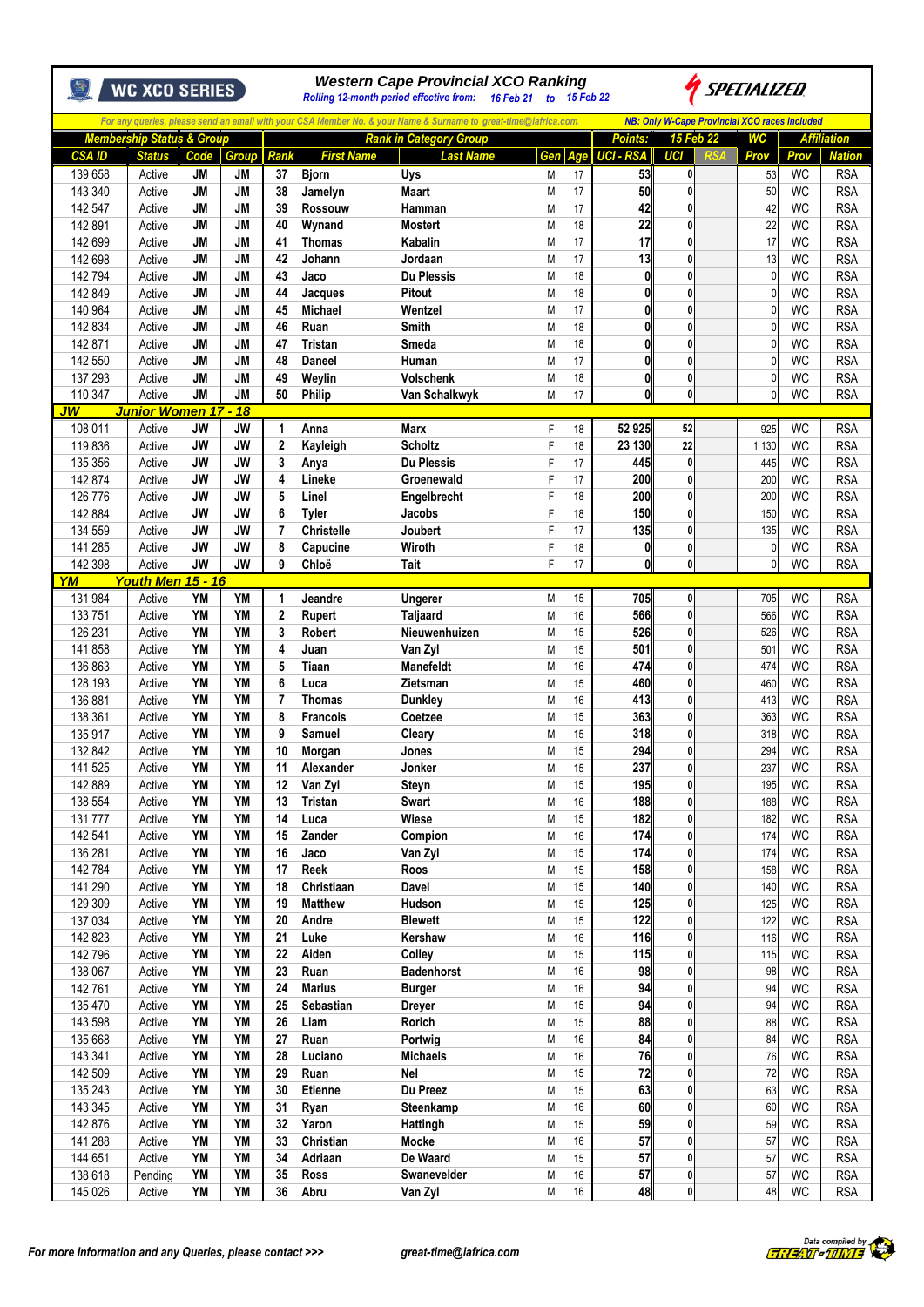**WC XCO SERIES**

### Western Cape Provincial XCO Ranking

*Rolling 12-month period effective from: 16 Feb 21 to 15 Feb 22*

SPECIALIZED

*For any queries, please send an email with your CSA Member No. & your Name & Surname to great-time@iafrica.com*

*NB: Only W-Cape Provincial XCO races included*

| Membership Status & Group | | | | Rank in Category Group | | | | | Points: | 15 Feb 22 | | WC | Affiliation | |
|---|---|---|---|---|---|---|---|---|---|---|---|---|---|---|
| CSA ID | Status | Code | Group | Rank | First Name | Last Name | Gen | Age | UCI - RSA | UCI | RSA | Prov | Prov | Nation |
| 139 658 | Active | JM | JM | 37 | Bjorn | Uys | M | 17 | 53 | 0 | | 53 | WC | RSA |
| 143 340 | Active | JM | JM | 38 | Jamelyn | Maart | M | 17 | 50 | 0 | | 50 | WC | RSA |
| 142 547 | Active | JM | JM | 39 | Rossouw | Hamman | M | 17 | 42 | 0 | | 42 | WC | RSA |
| 142 891 | Active | JM | JM | 40 | Wynand | Mostert | M | 18 | 22 | 0 | | 22 | WC | RSA |
| 142 699 | Active | JM | JM | 41 | Thomas | Kabalin | M | 17 | 17 | 0 | | 17 | WC | RSA |
| 142 698 | Active | JM | JM | 42 | Johann | Jordaan | M | 17 | 13 | 0 | | 13 | WC | RSA |
| 142 794 | Active | JM | JM | 43 | Jaco | Du Plessis | M | 18 | 0 | 0 | | 0 | WC | RSA |
| 142 849 | Active | JM | JM | 44 | Jacques | Pitout | M | 18 | 0 | 0 | | 0 | WC | RSA |
| 140 964 | Active | JM | JM | 45 | Michael | Wentzel | M | 17 | 0 | 0 | | 0 | WC | RSA |
| 142 834 | Active | JM | JM | 46 | Ruan | Smith | M | 18 | 0 | 0 | | 0 | WC | RSA |
| 142 871 | Active | JM | JM | 47 | Tristan | Smeda | M | 18 | 0 | 0 | | 0 | WC | RSA |
| 142 550 | Active | JM | JM | 48 | Daneel | Human | M | 17 | 0 | 0 | | 0 | WC | RSA |
| 137 293 | Active | JM | JM | 49 | Weylin | Volschenk | M | 18 | 0 | 0 | | 0 | WC | RSA |
| 110 347 | Active | JM | JM | 50 | Philip | Van Schalkwyk | M | 17 | 0 | 0 | | 0 | WC | RSA |
| **JW** | **Junior Women 17 - 18** | | | | | | | | | | | | | |
| 108 011 | Active | JW | JW | 1 | Anna | Marx | F | 18 | 52 925 | 52 | | 925 | WC | RSA |
| 119 836 | Active | JW | JW | 2 | Kayleigh | Scholtz | F | 18 | 23 130 | 22 | | 1 130 | WC | RSA |
| 135 356 | Active | JW | JW | 3 | Anya | Du Plessis | F | 17 | 445 | 0 | | 445 | WC | RSA |
| 142 874 | Active | JW | JW | 4 | Lineke | Groenewald | F | 17 | 200 | 0 | | 200 | WC | RSA |
| 126 776 | Active | JW | JW | 5 | Linel | Engelbrecht | F | 18 | 200 | 0 | | 200 | WC | RSA |
| 142 884 | Active | JW | JW | 6 | Tyler | Jacobs | F | 18 | 150 | 0 | | 150 | WC | RSA |
| 134 559 | Active | JW | JW | 7 | Christelle | Joubert | F | 17 | 135 | 0 | | 135 | WC | RSA |
| 141 285 | Active | JW | JW | 8 | Capucine | Wiroth | F | 18 | 0 | 0 | | 0 | WC | RSA |
| 142 398 | Active | JW | JW | 9 | Chloë | Tait | F | 17 | 0 | 0 | | 0 | WC | RSA |
| **YM** | **Youth Men 15 - 16** | | | | | | | | | | | | | |
| 131 984 | Active | YM | YM | 1 | Jeandre | Ungerer | M | 15 | 705 | 0 | | 705 | WC | RSA |
| 133 751 | Active | YM | YM | 2 | Rupert | Taljaard | M | 16 | 566 | 0 | | 566 | WC | RSA |
| 126 231 | Active | YM | YM | 3 | Robert | Nieuwenhuizen | M | 15 | 526 | 0 | | 526 | WC | RSA |
| 141 858 | Active | YM | YM | 4 | Juan | Van Zyl | M | 15 | 501 | 0 | | 501 | WC | RSA |
| 136 863 | Active | YM | YM | 5 | Tiaan | Manefeldt | M | 16 | 474 | 0 | | 474 | WC | RSA |
| 128 193 | Active | YM | YM | 6 | Luca | Zietsman | M | 15 | 460 | 0 | | 460 | WC | RSA |
| 136 881 | Active | YM | YM | 7 | Thomas | Dunkley | M | 16 | 413 | 0 | | 413 | WC | RSA |
| 138 361 | Active | YM | YM | 8 | Francois | Coetzee | M | 15 | 363 | 0 | | 363 | WC | RSA |
| 135 917 | Active | YM | YM | 9 | Samuel | Cleary | M | 15 | 318 | 0 | | 318 | WC | RSA |
| 132 842 | Active | YM | YM | 10 | Morgan | Jones | M | 15 | 294 | 0 | | 294 | WC | RSA |
| 141 525 | Active | YM | YM | 11 | Alexander | Jonker | M | 15 | 237 | 0 | | 237 | WC | RSA |
| 142 889 | Active | YM | YM | 12 | Van Zyl | Steyn | M | 15 | 195 | 0 | | 195 | WC | RSA |
| 138 554 | Active | YM | YM | 13 | Tristan | Swart | M | 16 | 188 | 0 | | 188 | WC | RSA |
| 131 777 | Active | YM | YM | 14 | Luca | Wiese | M | 15 | 182 | 0 | | 182 | WC | RSA |
| 142 541 | Active | YM | YM | 15 | Zander | Compion | M | 16 | 174 | 0 | | 174 | WC | RSA |
| 136 281 | Active | YM | YM | 16 | Jaco | Van Zyl | M | 15 | 174 | 0 | | 174 | WC | RSA |
| 142 784 | Active | YM | YM | 17 | Reek | Roos | M | 15 | 158 | 0 | | 158 | WC | RSA |
| 141 290 | Active | YM | YM | 18 | Christiaan | Davel | M | 15 | 140 | 0 | | 140 | WC | RSA |
| 129 309 | Active | YM | YM | 19 | Matthew | Hudson | M | 15 | 125 | 0 | | 125 | WC | RSA |
| 137 034 | Active | YM | YM | 20 | Andre | Blewett | M | 15 | 122 | 0 | | 122 | WC | RSA |
| 142 823 | Active | YM | YM | 21 | Luke | Kershaw | M | 16 | 116 | 0 | | 116 | WC | RSA |
| 142 796 | Active | YM | YM | 22 | Aiden | Colley | M | 15 | 115 | 0 | | 115 | WC | RSA |
| 138 067 | Active | YM | YM | 23 | Ruan | Badenhorst | M | 16 | 98 | 0 | | 98 | WC | RSA |
| 142 761 | Active | YM | YM | 24 | Marius | Burger | M | 16 | 94 | 0 | | 94 | WC | RSA |
| 135 470 | Active | YM | YM | 25 | Sebastian | Dreyer | M | 15 | 94 | 0 | | 94 | WC | RSA |
| 143 598 | Active | YM | YM | 26 | Liam | Rorich | M | 15 | 88 | 0 | | 88 | WC | RSA |
| 135 668 | Active | YM | YM | 27 | Ruan | Portwig | M | 16 | 84 | 0 | | 84 | WC | RSA |
| 143 341 | Active | YM | YM | 28 | Luciano | Michaels | M | 16 | 76 | 0 | | 76 | WC | RSA |
| 142 509 | Active | YM | YM | 29 | Ruan | Nel | M | 15 | 72 | 0 | | 72 | WC | RSA |
| 135 243 | Active | YM | YM | 30 | Etienne | Du Preez | M | 15 | 63 | 0 | | 63 | WC | RSA |
| 143 345 | Active | YM | YM | 31 | Ryan | Steenkamp | M | 16 | 60 | 0 | | 60 | WC | RSA |
| 142 876 | Active | YM | YM | 32 | Yaron | Hattingh | M | 15 | 59 | 0 | | 59 | WC | RSA |
| 141 288 | Active | YM | YM | 33 | Christian | Mocke | M | 16 | 57 | 0 | | 57 | WC | RSA |
| 144 651 | Active | YM | YM | 34 | Adriaan | De Waard | M | 15 | 57 | 0 | | 57 | WC | RSA |
| 138 618 | Pending | YM | YM | 35 | Ross | Swanevelder | M | 16 | 57 | 0 | | 57 | WC | RSA |
| 145 026 | Active | YM | YM | 36 | Abru | Van Zyl | M | 16 | 48 | 0 | | 48 | WC | RSA |

*For more Information and any Queries, please contact >>> great-time@iafrica.com*

Data compiled by GREAT-TIME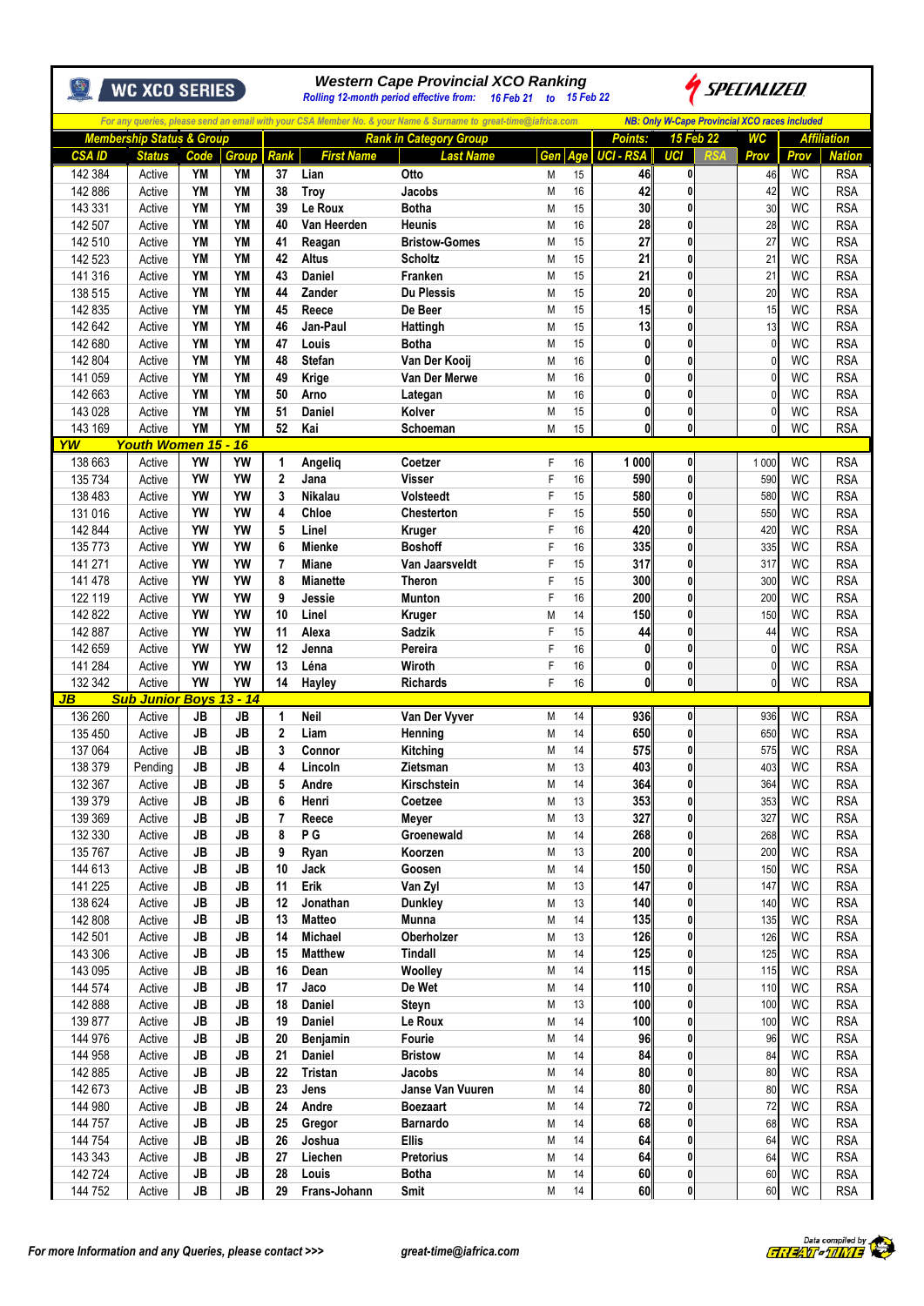# Western Cape Provincial XCO Ranking

*Rolling 12-month period effective from: 16 Feb 21 to 15 Feb 22*

WC XCO SERIES — SPECIALIZED

*For any queries, please send an email with your CSA Member No. & your Name & Surname to great-time@iafrica.com*

**NB: Only W-Cape Provincial XCO races included**

| Membership Status & Group | | | | Rank in Category Group | | | | | Points: | 15 Feb 22 | | WC | Affiliation | |
|---|---|---|---|---|---|---|---|---|---|---|---|---|---|---|
| CSA ID | Status | Code | Group | Rank | First Name | Last Name | Gen | Age | UCI - RSA | UCI | RSA | Prov | Prov | Nation |
| 142 384 | Active | YM | YM | 37 | Lian | Otto | M | 15 | 46 | 0 | | 46 | WC | RSA |
| 142 886 | Active | YM | YM | 38 | Troy | Jacobs | M | 16 | 42 | 0 | | 42 | WC | RSA |
| 143 331 | Active | YM | YM | 39 | Le Roux | Botha | M | 15 | 30 | 0 | | 30 | WC | RSA |
| 142 507 | Active | YM | YM | 40 | Van Heerden | Heunis | M | 16 | 28 | 0 | | 28 | WC | RSA |
| 142 510 | Active | YM | YM | 41 | Reagan | Bristow-Gomes | M | 15 | 27 | 0 | | 27 | WC | RSA |
| 142 523 | Active | YM | YM | 42 | Altus | Scholtz | M | 15 | 21 | 0 | | 21 | WC | RSA |
| 141 316 | Active | YM | YM | 43 | Daniel | Franken | M | 15 | 21 | 0 | | 21 | WC | RSA |
| 138 515 | Active | YM | YM | 44 | Zander | Du Plessis | M | 15 | 20 | 0 | | 20 | WC | RSA |
| 142 835 | Active | YM | YM | 45 | Reece | De Beer | M | 15 | 15 | 0 | | 15 | WC | RSA |
| 142 642 | Active | YM | YM | 46 | Jan-Paul | Hattingh | M | 15 | 13 | 0 | | 13 | WC | RSA |
| 142 680 | Active | YM | YM | 47 | Louis | Botha | M | 15 | 0 | 0 | | 0 | WC | RSA |
| 142 804 | Active | YM | YM | 48 | Stefan | Van Der Kooij | M | 16 | 0 | 0 | | 0 | WC | RSA |
| 141 059 | Active | YM | YM | 49 | Krige | Van Der Merwe | M | 16 | 0 | 0 | | 0 | WC | RSA |
| 142 663 | Active | YM | YM | 50 | Arno | Lategan | M | 16 | 0 | 0 | | 0 | WC | RSA |
| 143 028 | Active | YM | YM | 51 | Daniel | Kolver | M | 15 | 0 | 0 | | 0 | WC | RSA |
| 143 169 | Active | YM | YM | 52 | Kai | Schoeman | M | 15 | 0 | 0 | | 0 | WC | RSA |
| **YW** | **Youth Women 15 - 16** | | | | | | | | | | | | | |
| 138 663 | Active | YW | YW | 1 | Angeliq | Coetzer | F | 16 | 1 000 | 0 | | 1 000 | WC | RSA |
| 135 734 | Active | YW | YW | 2 | Jana | Visser | F | 16 | 590 | 0 | | 590 | WC | RSA |
| 138 483 | Active | YW | YW | 3 | Nikalau | Volsteedt | F | 15 | 580 | 0 | | 580 | WC | RSA |
| 131 016 | Active | YW | YW | 4 | Chloe | Chesterton | F | 16 | 550 | 0 | | 550 | WC | RSA |
| 142 844 | Active | YW | YW | 5 | Linel | Kruger | F | 16 | 420 | 0 | | 420 | WC | RSA |
| 135 773 | Active | YW | YW | 6 | Mienke | Boshoff | F | 16 | 335 | 0 | | 335 | WC | RSA |
| 141 271 | Active | YW | YW | 7 | Miane | Van Jaarsveldt | F | 15 | 317 | 0 | | 317 | WC | RSA |
| 141 478 | Active | YW | YW | 8 | Mianette | Theron | F | 15 | 300 | 0 | | 300 | WC | RSA |
| 122 119 | Active | YW | YW | 9 | Jessie | Munton | F | 16 | 200 | 0 | | 200 | WC | RSA |
| 142 822 | Active | YW | YW | 10 | Linel | Kruger | M | 14 | 150 | 0 | | 150 | WC | RSA |
| 142 887 | Active | YW | YW | 11 | Alexa | Sadzik | F | 15 | 44 | 0 | | 44 | WC | RSA |
| 142 659 | Active | YW | YW | 12 | Jenna | Pereira | F | 16 | 0 | 0 | | 0 | WC | RSA |
| 141 284 | Active | YW | YW | 13 | Léna | Wiroth | F | 16 | 0 | 0 | | 0 | WC | RSA |
| 132 342 | Active | YW | YW | 14 | Hayley | Richards | F | 16 | 0 | 0 | | 0 | WC | RSA |
| **JB** | **Sub Junior Boys 13 - 14** | | | | | | | | | | | | | |
| 136 260 | Active | JB | JB | 1 | Neil | Van Der Vyver | M | 14 | 936 | 0 | | 936 | WC | RSA |
| 135 450 | Active | JB | JB | 2 | Liam | Henning | M | 14 | 650 | 0 | | 650 | WC | RSA |
| 137 064 | Active | JB | JB | 3 | Connor | Kitching | M | 14 | 575 | 0 | | 575 | WC | RSA |
| 138 379 | Pending | JB | JB | 4 | Lincoln | Zietsman | M | 13 | 403 | 0 | | 403 | WC | RSA |
| 132 367 | Active | JB | JB | 5 | Andre | Kirschstein | M | 14 | 364 | 0 | | 364 | WC | RSA |
| 139 379 | Active | JB | JB | 6 | Henri | Coetzee | M | 13 | 353 | 0 | | 353 | WC | RSA |
| 139 369 | Active | JB | JB | 7 | Reece | Meyer | M | 13 | 327 | 0 | | 327 | WC | RSA |
| 132 330 | Active | JB | JB | 8 | P G | Groenewald | M | 14 | 268 | 0 | | 268 | WC | RSA |
| 135 767 | Active | JB | JB | 9 | Ryan | Koorzen | M | 13 | 200 | 0 | | 200 | WC | RSA |
| 144 613 | Active | JB | JB | 10 | Jack | Goosen | M | 14 | 150 | 0 | | 150 | WC | RSA |
| 141 225 | Active | JB | JB | 11 | Erik | Van Zyl | M | 13 | 147 | 0 | | 147 | WC | RSA |
| 138 624 | Active | JB | JB | 12 | Jonathan | Dunkley | M | 13 | 140 | 0 | | 140 | WC | RSA |
| 142 808 | Active | JB | JB | 13 | Matteo | Munna | M | 14 | 135 | 0 | | 135 | WC | RSA |
| 142 501 | Active | JB | JB | 14 | Michael | Oberholzer | M | 13 | 126 | 0 | | 126 | WC | RSA |
| 143 306 | Active | JB | JB | 15 | Matthew | Tindall | M | 14 | 125 | 0 | | 125 | WC | RSA |
| 143 095 | Active | JB | JB | 16 | Dean | Woolley | M | 14 | 115 | 0 | | 115 | WC | RSA |
| 144 574 | Active | JB | JB | 17 | Jaco | De Wet | M | 14 | 110 | 0 | | 110 | WC | RSA |
| 142 888 | Active | JB | JB | 18 | Daniel | Steyn | M | 13 | 100 | 0 | | 100 | WC | RSA |
| 139 877 | Active | JB | JB | 19 | Daniel | Le Roux | M | 14 | 100 | 0 | | 100 | WC | RSA |
| 144 976 | Active | JB | JB | 20 | Benjamin | Fourie | M | 14 | 96 | 0 | | 96 | WC | RSA |
| 144 958 | Active | JB | JB | 21 | Daniel | Bristow | M | 14 | 84 | 0 | | 84 | WC | RSA |
| 142 885 | Active | JB | JB | 22 | Tristan | Jacobs | M | 14 | 80 | 0 | | 80 | WC | RSA |
| 142 673 | Active | JB | JB | 23 | Jens | Janse Van Vuuren | M | 14 | 80 | 0 | | 80 | WC | RSA |
| 144 980 | Active | JB | JB | 24 | Andre | Boezaart | M | 14 | 72 | 0 | | 72 | WC | RSA |
| 144 757 | Active | JB | JB | 25 | Gregor | Barnardo | M | 14 | 68 | 0 | | 68 | WC | RSA |
| 144 754 | Active | JB | JB | 26 | Joshua | Ellis | M | 14 | 64 | 0 | | 64 | WC | RSA |
| 143 343 | Active | JB | JB | 27 | Liechen | Pretorius | M | 14 | 64 | 0 | | 64 | WC | RSA |
| 142 724 | Active | JB | JB | 28 | Louis | Botha | M | 14 | 60 | 0 | | 60 | WC | RSA |
| 144 752 | Active | JB | JB | 29 | Frans-Johann | Smit | M | 14 | 60 | 0 | | 60 | WC | RSA |

*For more Information and any Queries, please contact >>>* *great-time@iafrica.com*

Data compiled by GREAT-TIME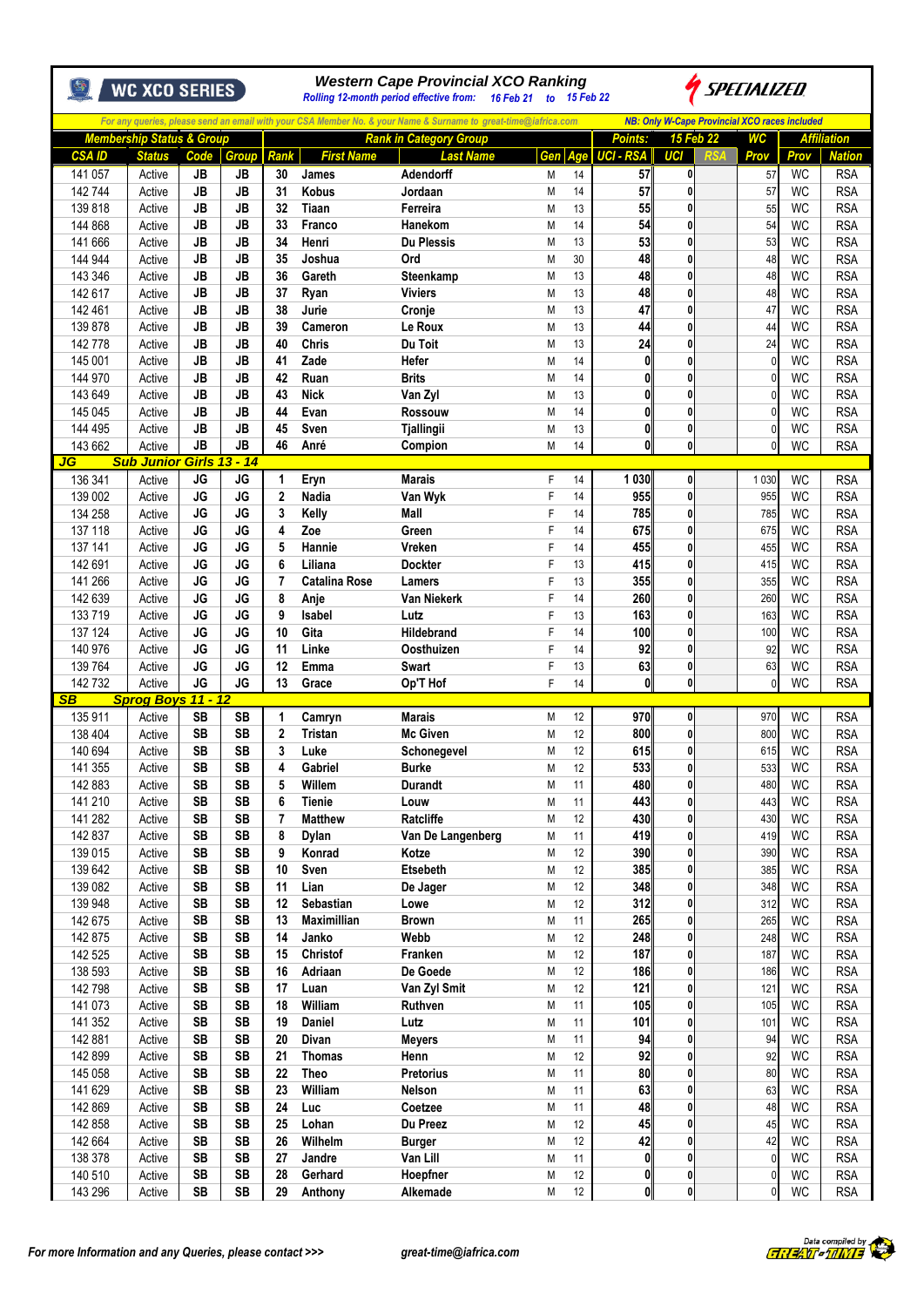## Western Cape Provincial XCO Ranking

WC XCO SERIES

*Rolling 12-month period effective from: 16 Feb 21 to 15 Feb 22*

SPECIALIZED

*For any queries, please send an email with your CSA Member No. & your Name & Surname to great-time@iafrica.com*

*NB: Only W-Cape Provincial XCO races included*

| Membership Status & Group | | | | Rank in Category Group | | | | | Points: | 15 Feb 22 | | WC | Affiliation | |
|---|---|---|---|---|---|---|---|---|---|---|---|---|---|---|
| CSA ID | Status | Code | Group | Rank | First Name | Last Name | Gen | Age | UCI - RSA | UCI | RSA | Prov | Prov | Nation |
| 141 057 | Active | JB | JB | 30 | James | Adendorff | M | 14 | 57 | 0 | | 57 | WC | RSA |
| 142 744 | Active | JB | JB | 31 | Kobus | Jordaan | M | 14 | 57 | 0 | | 57 | WC | RSA |
| 139 818 | Active | JB | JB | 32 | Tiaan | Ferreira | M | 13 | 55 | 0 | | 55 | WC | RSA |
| 144 868 | Active | JB | JB | 33 | Franco | Hanekom | M | 14 | 54 | 0 | | 54 | WC | RSA |
| 141 666 | Active | JB | JB | 34 | Henri | Du Plessis | M | 13 | 53 | 0 | | 53 | WC | RSA |
| 144 944 | Active | JB | JB | 35 | Joshua | Ord | M | 30 | 48 | 0 | | 48 | WC | RSA |
| 143 346 | Active | JB | JB | 36 | Gareth | Steenkamp | M | 13 | 48 | 0 | | 48 | WC | RSA |
| 142 617 | Active | JB | JB | 37 | Ryan | Viviers | M | 13 | 48 | 0 | | 48 | WC | RSA |
| 142 461 | Active | JB | JB | 38 | Jurie | Cronje | M | 13 | 47 | 0 | | 47 | WC | RSA |
| 139 878 | Active | JB | JB | 39 | Cameron | Le Roux | M | 13 | 44 | 0 | | 44 | WC | RSA |
| 142 778 | Active | JB | JB | 40 | Chris | Du Toit | M | 13 | 24 | 0 | | 24 | WC | RSA |
| 145 001 | Active | JB | JB | 41 | Zade | Hefer | M | 14 | 0 | 0 | | 0 | WC | RSA |
| 144 970 | Active | JB | JB | 42 | Ruan | Brits | M | 14 | 0 | 0 | | 0 | WC | RSA |
| 143 649 | Active | JB | JB | 43 | Nick | Van Zyl | M | 13 | 0 | 0 | | 0 | WC | RSA |
| 145 045 | Active | JB | JB | 44 | Evan | Rossouw | M | 14 | 0 | 0 | | 0 | WC | RSA |
| 144 495 | Active | JB | JB | 45 | Sven | Tjallingii | M | 13 | 0 | 0 | | 0 | WC | RSA |
| 143 662 | Active | JB | JB | 46 | André | Compion | M | 14 | 0 | 0 | | 0 | WC | RSA |
| **JG** | **Sub Junior Girls 13 - 14** | | | | | | | | | | | | | |
| 136 341 | Active | JG | JG | 1 | Eryn | Marais | F | 14 | 1 030 | 0 | | 1 030 | WC | RSA |
| 139 002 | Active | JG | JG | 2 | Nadia | Van Wyk | F | 14 | 955 | 0 | | 955 | WC | RSA |
| 134 258 | Active | JG | JG | 3 | Kelly | Mall | F | 14 | 785 | 0 | | 785 | WC | RSA |
| 137 118 | Active | JG | JG | 4 | Zoe | Green | F | 14 | 675 | 0 | | 675 | WC | RSA |
| 137 141 | Active | JG | JG | 5 | Hannie | Vreken | F | 14 | 455 | 0 | | 455 | WC | RSA |
| 142 691 | Active | JG | JG | 6 | Liliana | Dockter | F | 13 | 415 | 0 | | 415 | WC | RSA |
| 141 266 | Active | JG | JG | 7 | Catalina Rose | Lamers | F | 13 | 355 | 0 | | 355 | WC | RSA |
| 142 639 | Active | JG | JG | 8 | Anje | Van Niekerk | F | 14 | 260 | 0 | | 260 | WC | RSA |
| 133 719 | Active | JG | JG | 9 | Isabel | Lutz | F | 13 | 163 | 0 | | 163 | WC | RSA |
| 137 124 | Active | JG | JG | 10 | Gita | Hildebrand | F | 14 | 100 | 0 | | 100 | WC | RSA |
| 140 976 | Active | JG | JG | 11 | Linke | Oosthuizen | F | 14 | 92 | 0 | | 92 | WC | RSA |
| 139 764 | Active | JG | JG | 12 | Emma | Swart | F | 13 | 63 | 0 | | 63 | WC | RSA |
| 142 732 | Active | JG | JG | 13 | Grace | Op'T Hof | F | 14 | 0 | 0 | | 0 | WC | RSA |
| **SB** | **Sprog Boys 11 - 12** | | | | | | | | | | | | | |
| 135 911 | Active | SB | SB | 1 | Camryn | Marais | M | 12 | 970 | 0 | | 970 | WC | RSA |
| 138 404 | Active | SB | SB | 2 | Tristan | Mc Given | M | 12 | 800 | 0 | | 800 | WC | RSA |
| 140 694 | Active | SB | SB | 3 | Luke | Schonegevel | M | 12 | 615 | 0 | | 615 | WC | RSA |
| 141 355 | Active | SB | SB | 4 | Gabriel | Burke | M | 12 | 533 | 0 | | 533 | WC | RSA |
| 142 883 | Active | SB | SB | 5 | Willem | Durandt | M | 11 | 480 | 0 | | 480 | WC | RSA |
| 141 210 | Active | SB | SB | 6 | Tienie | Louw | M | 11 | 443 | 0 | | 443 | WC | RSA |
| 141 282 | Active | SB | SB | 7 | Matthew | Ratcliffe | M | 12 | 430 | 0 | | 430 | WC | RSA |
| 142 837 | Active | SB | SB | 8 | Dylan | Van De Langenberg | M | 11 | 419 | 0 | | 419 | WC | RSA |
| 139 015 | Active | SB | SB | 9 | Konrad | Kotze | M | 12 | 390 | 0 | | 390 | WC | RSA |
| 139 642 | Active | SB | SB | 10 | Sven | Etsebeth | M | 12 | 385 | 0 | | 385 | WC | RSA |
| 139 082 | Active | SB | SB | 11 | Lian | De Jager | M | 12 | 348 | 0 | | 348 | WC | RSA |
| 139 948 | Active | SB | SB | 12 | Sebastian | Lowe | M | 12 | 312 | 0 | | 312 | WC | RSA |
| 142 675 | Active | SB | SB | 13 | Maximillian | Brown | M | 11 | 265 | 0 | | 265 | WC | RSA |
| 142 875 | Active | SB | SB | 14 | Janko | Webb | M | 12 | 248 | 0 | | 248 | WC | RSA |
| 142 525 | Active | SB | SB | 15 | Christof | Franken | M | 12 | 187 | 0 | | 187 | WC | RSA |
| 138 593 | Active | SB | SB | 16 | Adriaan | De Goede | M | 12 | 186 | 0 | | 186 | WC | RSA |
| 142 798 | Active | SB | SB | 17 | Luan | Van Zyl Smit | M | 12 | 121 | 0 | | 121 | WC | RSA |
| 141 073 | Active | SB | SB | 18 | William | Ruthven | M | 11 | 105 | 0 | | 105 | WC | RSA |
| 141 352 | Active | SB | SB | 19 | Daniel | Lutz | M | 11 | 101 | 0 | | 101 | WC | RSA |
| 142 881 | Active | SB | SB | 20 | Divan | Meyers | M | 11 | 94 | 0 | | 94 | WC | RSA |
| 142 899 | Active | SB | SB | 21 | Thomas | Henn | M | 12 | 92 | 0 | | 92 | WC | RSA |
| 145 058 | Active | SB | SB | 22 | Theo | Pretorius | M | 11 | 80 | 0 | | 80 | WC | RSA |
| 141 629 | Active | SB | SB | 23 | William | Nelson | M | 11 | 63 | 0 | | 63 | WC | RSA |
| 142 869 | Active | SB | SB | 24 | Luc | Coetzee | M | 11 | 48 | 0 | | 48 | WC | RSA |
| 142 858 | Active | SB | SB | 25 | Lohan | Du Preez | M | 12 | 45 | 0 | | 45 | WC | RSA |
| 142 664 | Active | SB | SB | 26 | Wilhelm | Burger | M | 12 | 42 | 0 | | 42 | WC | RSA |
| 138 378 | Active | SB | SB | 27 | Jandre | Van Lill | M | 11 | 0 | 0 | | 0 | WC | RSA |
| 140 510 | Active | SB | SB | 28 | Gerhard | Hoepfner | M | 12 | 0 | 0 | | 0 | WC | RSA |
| 143 296 | Active | SB | SB | 29 | Anthony | Alkemade | M | 12 | 0 | 0 | | 0 | WC | RSA |

*For more Information and any Queries, please contact >>>* *great-time@iafrica.com*

Data compiled by GREAT-TIME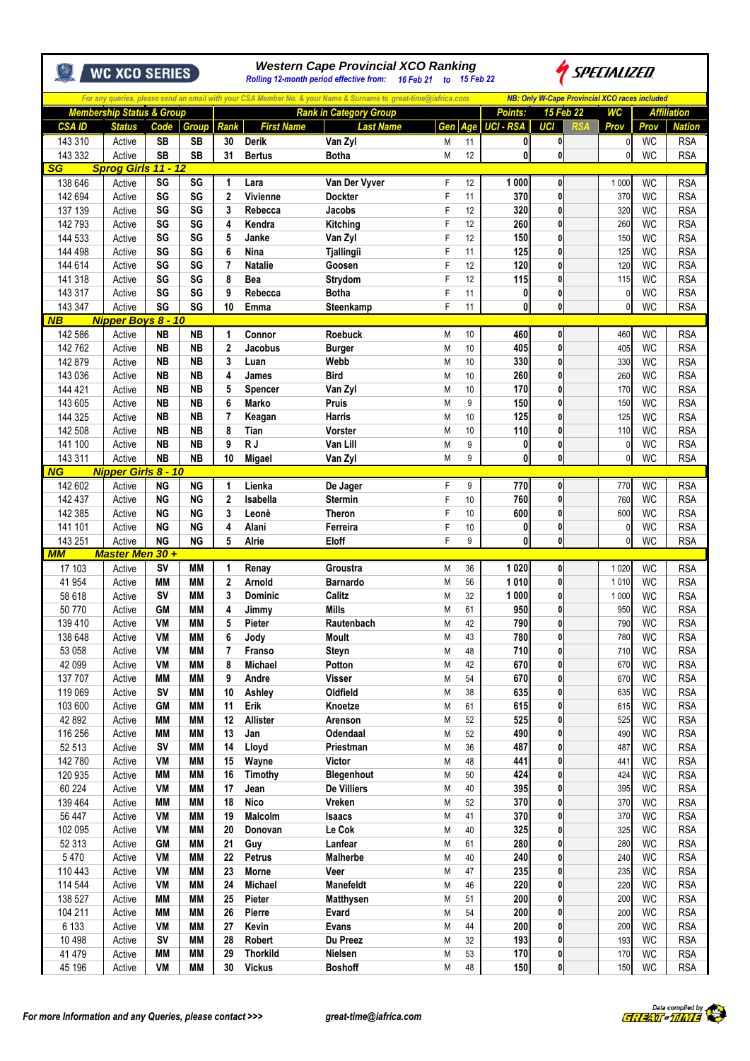# Western Cape Provincial XCO Ranking

WC XCO SERIES — SPECIALIZED

*Rolling 12-month period effective from: 16 Feb 21 to 15 Feb 22*

*For any queries, please send an email with your CSA Member No. & your Name & Surname to great-time@iafrica.com*

*NB: Only W-Cape Provincial XCO races included*

| Membership Status & Group | | | | Rank in Category Group | | | | | Points: 15 Feb 22 | | | WC | Affiliation | |
|---|---|---|---|---|---|---|---|---|---|---|---|---|---|---|
| CSA ID | Status | Code | Group | Rank | First Name | Last Name | Gen | Age | UCI - RSA | UCI | RSA | Prov | Prov | Nation |
| 143 310 | Active | SB | SB | 30 | Derik | Van Zyl | M | 11 | 0 | 0 | | 0 | WC | RSA |
| 143 332 | Active | SB | SB | 31 | Bertus | Botha | M | 12 | 0 | 0 | | 0 | WC | RSA |
| **SG** | **Sprog Girls 11 - 12** | | | | | | | | | | | | | |
| 138 646 | Active | SG | SG | 1 | Lara | Van Der Vyver | F | 12 | 1 000 | 0 | | 1 000 | WC | RSA |
| 142 694 | Active | SG | SG | 2 | Vivienne | Dockter | F | 11 | 370 | 0 | | 370 | WC | RSA |
| 137 139 | Active | SG | SG | 3 | Rebecca | Jacobs | F | 12 | 320 | 0 | | 320 | WC | RSA |
| 142 793 | Active | SG | SG | 4 | Kendra | Kitching | F | 12 | 260 | 0 | | 260 | WC | RSA |
| 144 533 | Active | SG | SG | 5 | Janke | Van Zyl | F | 12 | 150 | 0 | | 150 | WC | RSA |
| 144 498 | Active | SG | SG | 6 | Nina | Tjallingii | F | 11 | 125 | 0 | | 125 | WC | RSA |
| 144 614 | Active | SG | SG | 7 | Natalie | Goosen | F | 12 | 120 | 0 | | 120 | WC | RSA |
| 141 318 | Active | SG | SG | 8 | Bea | Strydom | F | 12 | 115 | 0 | | 115 | WC | RSA |
| 143 317 | Active | SG | SG | 9 | Rebecca | Botha | F | 11 | 0 | 0 | | 0 | WC | RSA |
| 143 347 | Active | SG | SG | 10 | Emma | Steenkamp | F | 11 | 0 | 0 | | 0 | WC | RSA |
| **NB** | **Nipper Boys 8 - 10** | | | | | | | | | | | | | |
| 142 586 | Active | NB | NB | 1 | Connor | Roebuck | M | 10 | 460 | 0 | | 460 | WC | RSA |
| 142 762 | Active | NB | NB | 2 | Jacobus | Burger | M | 10 | 405 | 0 | | 405 | WC | RSA |
| 142 879 | Active | NB | NB | 3 | Luan | Webb | M | 10 | 330 | 0 | | 330 | WC | RSA |
| 143 036 | Active | NB | NB | 4 | James | Bird | M | 10 | 260 | 0 | | 260 | WC | RSA |
| 144 421 | Active | NB | NB | 5 | Spencer | Van Zyl | M | 10 | 170 | 0 | | 170 | WC | RSA |
| 143 605 | Active | NB | NB | 6 | Marko | Pruis | M | 9 | 150 | 0 | | 150 | WC | RSA |
| 144 325 | Active | NB | NB | 7 | Keagan | Harris | M | 10 | 125 | 0 | | 125 | WC | RSA |
| 142 508 | Active | NB | NB | 8 | Tian | Vorster | M | 10 | 110 | 0 | | 110 | WC | RSA |
| 141 100 | Active | NB | NB | 9 | R J | Van Lill | M | 9 | 0 | 0 | | 0 | WC | RSA |
| 143 311 | Active | NB | NB | 10 | Migael | Van Zyl | M | 9 | 0 | 0 | | 0 | WC | RSA |
| **NG** | **Nipper Girls 8 - 10** | | | | | | | | | | | | | |
| 142 602 | Active | NG | NG | 1 | Lienka | De Jager | F | 9 | 770 | 0 | | 770 | WC | RSA |
| 142 437 | Active | NG | NG | 2 | Isabella | Stermin | F | 10 | 760 | 0 | | 760 | WC | RSA |
| 142 385 | Active | NG | NG | 3 | Leonè | Theron | F | 10 | 600 | 0 | | 600 | WC | RSA |
| 141 101 | Active | NG | NG | 4 | Alani | Ferreira | F | 10 | 0 | 0 | | 0 | WC | RSA |
| 143 251 | Active | NG | NG | 5 | Alrie | Eloff | F | 9 | 0 | 0 | | 0 | WC | RSA |
| **MM** | **Master Men 30 +** | | | | | | | | | | | | | |
| 17 103 | Active | SV | MM | 1 | Renay | Groustra | M | 36 | 1 020 | 0 | | 1 020 | WC | RSA |
| 41 954 | Active | MM | MM | 2 | Arnold | Barnardo | M | 56 | 1 010 | 0 | | 1 010 | WC | RSA |
| 58 618 | Active | SV | MM | 3 | Dominic | Calitz | M | 32 | 1 000 | 0 | | 1 000 | WC | RSA |
| 50 770 | Active | GM | MM | 4 | Jimmy | Mills | M | 61 | 950 | 0 | | 950 | WC | RSA |
| 139 410 | Active | VM | MM | 5 | Pieter | Rautenbach | M | 42 | 790 | 0 | | 790 | WC | RSA |
| 138 648 | Active | VM | MM | 6 | Jody | Moult | M | 43 | 780 | 0 | | 780 | WC | RSA |
| 53 058 | Active | VM | MM | 7 | Franso | Steyn | M | 48 | 710 | 0 | | 710 | WC | RSA |
| 42 099 | Active | VM | MM | 8 | Michael | Potton | M | 42 | 670 | 0 | | 670 | WC | RSA |
| 137 707 | Active | MM | MM | 9 | Andre | Visser | M | 54 | 670 | 0 | | 670 | WC | RSA |
| 119 069 | Active | SV | MM | 10 | Ashley | Oldfield | M | 38 | 635 | 0 | | 635 | WC | RSA |
| 103 600 | Active | GM | MM | 11 | Erik | Knoetze | M | 61 | 615 | 0 | | 615 | WC | RSA |
| 42 892 | Active | MM | MM | 12 | Allister | Arenson | M | 52 | 525 | 0 | | 525 | WC | RSA |
| 116 256 | Active | MM | MM | 13 | Jan | Odendaal | M | 52 | 490 | 0 | | 490 | WC | RSA |
| 52 513 | Active | SV | MM | 14 | Lloyd | Priestman | M | 36 | 487 | 0 | | 487 | WC | RSA |
| 142 780 | Active | VM | MM | 15 | Wayne | Victor | M | 48 | 441 | 0 | | 441 | WC | RSA |
| 120 935 | Active | MM | MM | 16 | Timothy | Blegenhout | M | 50 | 424 | 0 | | 424 | WC | RSA |
| 60 224 | Active | VM | MM | 17 | Jean | De Villiers | M | 40 | 395 | 0 | | 395 | WC | RSA |
| 139 464 | Active | MM | MM | 18 | Nico | Vreken | M | 52 | 370 | 0 | | 370 | WC | RSA |
| 56 447 | Active | VM | MM | 19 | Malcolm | Isaacs | M | 41 | 370 | 0 | | 370 | WC | RSA |
| 102 095 | Active | VM | MM | 20 | Donovan | Le Cok | M | 40 | 325 | 0 | | 325 | WC | RSA |
| 52 313 | Active | GM | MM | 21 | Guy | Lanfear | M | 61 | 280 | 0 | | 280 | WC | RSA |
| 5 470 | Active | VM | MM | 22 | Petrus | Malherbe | M | 40 | 240 | 0 | | 240 | WC | RSA |
| 110 443 | Active | VM | MM | 23 | Morne | Veer | M | 47 | 235 | 0 | | 235 | WC | RSA |
| 114 544 | Active | VM | MM | 24 | Michael | Manefeldt | M | 46 | 220 | 0 | | 220 | WC | RSA |
| 138 527 | Active | MM | MM | 25 | Pieter | Matthysen | M | 51 | 200 | 0 | | 200 | WC | RSA |
| 104 211 | Active | MM | MM | 26 | Pierre | Evard | M | 54 | 200 | 0 | | 200 | WC | RSA |
| 6 133 | Active | VM | MM | 27 | Kevin | Evans | M | 44 | 200 | 0 | | 200 | WC | RSA |
| 10 498 | Active | SV | MM | 28 | Robert | Du Preez | M | 32 | 193 | 0 | | 193 | WC | RSA |
| 41 479 | Active | MM | MM | 29 | Thorkild | Nielsen | M | 53 | 170 | 0 | | 170 | WC | RSA |
| 45 196 | Active | VM | MM | 30 | Vickus | Boshoff | M | 48 | 150 | 0 | | 150 | WC | RSA |

*For more Information and any Queries, please contact >>> great-time@iafrica.com*

Data compiled by GREAT-TIME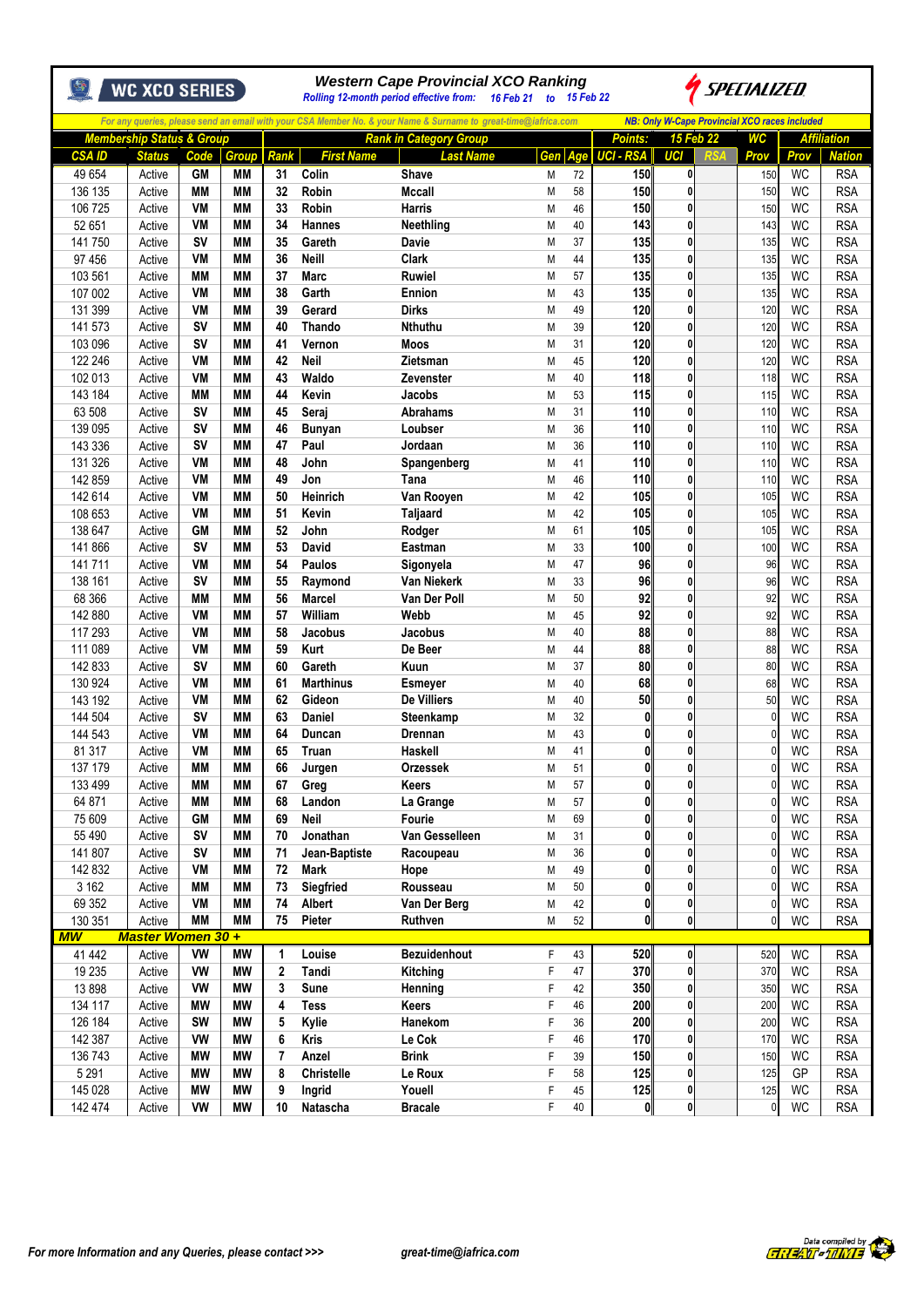**WC XCO SERIES**

### Western Cape Provincial XCO Ranking

*Rolling 12-month period effective from: 16 Feb 21 to 15 Feb 22*

**SPECIALIZED**

*For any queries, please send an email with your CSA Member No. & your Name & Surname to great-time@iafrica.com* | *NB: Only W-Cape Provincial XCO races included*

| Membership Status & Group | | | | Rank in Category Group | | | | | Points: | 15 Feb 22 | | WC | Affiliation | |
|---|---|---|---|---|---|---|---|---|---|---|---|---|---|---|
| CSA ID | Status | Code | Group | Rank | First Name | Last Name | Gen | Age | UCI - RSA | UCI | RSA | Prov | Prov | Nation |
| 49 654 | Active | GM | MM | 31 | Colin | Shave | M | 72 | 150 | 0 | | 150 | WC | RSA |
| 136 135 | Active | MM | MM | 32 | Robin | Mccall | M | 58 | 150 | 0 | | 150 | WC | RSA |
| 106 725 | Active | VM | MM | 33 | Robin | Harris | M | 46 | 150 | 0 | | 150 | WC | RSA |
| 52 651 | Active | VM | MM | 34 | Hannes | Neethling | M | 40 | 143 | 0 | | 143 | WC | RSA |
| 141 750 | Active | SV | MM | 35 | Gareth | Davie | M | 37 | 135 | 0 | | 135 | WC | RSA |
| 97 456 | Active | VM | MM | 36 | Neill | Clark | M | 44 | 135 | 0 | | 135 | WC | RSA |
| 103 561 | Active | MM | MM | 37 | Marc | Ruwiel | M | 57 | 135 | 0 | | 135 | WC | RSA |
| 107 002 | Active | VM | MM | 38 | Garth | Ennion | M | 43 | 135 | 0 | | 135 | WC | RSA |
| 131 399 | Active | VM | MM | 39 | Gerard | Dirks | M | 49 | 120 | 0 | | 120 | WC | RSA |
| 141 573 | Active | SV | MM | 40 | Thando | Nthuthu | M | 39 | 120 | 0 | | 120 | WC | RSA |
| 103 096 | Active | SV | MM | 41 | Vernon | Moos | M | 31 | 120 | 0 | | 120 | WC | RSA |
| 122 246 | Active | VM | MM | 42 | Neil | Zietsman | M | 45 | 120 | 0 | | 120 | WC | RSA |
| 102 013 | Active | VM | MM | 43 | Waldo | Zevenster | M | 40 | 118 | 0 | | 118 | WC | RSA |
| 143 184 | Active | MM | MM | 44 | Kevin | Jacobs | M | 53 | 115 | 0 | | 115 | WC | RSA |
| 63 508 | Active | SV | MM | 45 | Seraj | Abrahams | M | 31 | 110 | 0 | | 110 | WC | RSA |
| 139 095 | Active | SV | MM | 46 | Bunyan | Loubser | M | 36 | 110 | 0 | | 110 | WC | RSA |
| 143 336 | Active | SV | MM | 47 | Paul | Jordaan | M | 36 | 110 | 0 | | 110 | WC | RSA |
| 131 326 | Active | VM | MM | 48 | John | Spangenberg | M | 41 | 110 | 0 | | 110 | WC | RSA |
| 142 859 | Active | VM | MM | 49 | Jon | Tana | M | 46 | 110 | 0 | | 110 | WC | RSA |
| 142 614 | Active | VM | MM | 50 | Heinrich | Van Rooyen | M | 42 | 105 | 0 | | 105 | WC | RSA |
| 108 653 | Active | VM | MM | 51 | Kevin | Taljaard | M | 42 | 105 | 0 | | 105 | WC | RSA |
| 138 647 | Active | GM | MM | 52 | John | Rodger | M | 61 | 105 | 0 | | 105 | WC | RSA |
| 141 866 | Active | SV | MM | 53 | David | Eastman | M | 33 | 100 | 0 | | 100 | WC | RSA |
| 141 711 | Active | VM | MM | 54 | Paulos | Sigonyela | M | 47 | 96 | 0 | | 96 | WC | RSA |
| 138 161 | Active | SV | MM | 55 | Raymond | Van Niekerk | M | 33 | 96 | 0 | | 96 | WC | RSA |
| 68 366 | Active | MM | MM | 56 | Marcel | Van Der Poll | M | 50 | 92 | 0 | | 92 | WC | RSA |
| 142 880 | Active | VM | MM | 57 | William | Webb | M | 45 | 92 | 0 | | 92 | WC | RSA |
| 117 293 | Active | VM | MM | 58 | Jacobus | Jacobus | M | 40 | 88 | 0 | | 88 | WC | RSA |
| 111 089 | Active | VM | MM | 59 | Kurt | De Beer | M | 44 | 88 | 0 | | 88 | WC | RSA |
| 142 833 | Active | SV | MM | 60 | Gareth | Kuun | M | 37 | 80 | 0 | | 80 | WC | RSA |
| 130 924 | Active | VM | MM | 61 | Marthinus | Esmeyer | M | 40 | 68 | 0 | | 68 | WC | RSA |
| 143 192 | Active | VM | MM | 62 | Gideon | De Villiers | M | 40 | 50 | 0 | | 50 | WC | RSA |
| 144 504 | Active | SV | MM | 63 | Daniel | Steenkamp | M | 32 | 0 | 0 | | 0 | WC | RSA |
| 144 543 | Active | VM | MM | 64 | Duncan | Drennan | M | 43 | 0 | 0 | | 0 | WC | RSA |
| 81 317 | Active | VM | MM | 65 | Truan | Haskell | M | 41 | 0 | 0 | | 0 | WC | RSA |
| 137 179 | Active | MM | MM | 66 | Jurgen | Orzessek | M | 51 | 0 | 0 | | 0 | WC | RSA |
| 133 499 | Active | MM | MM | 67 | Greg | Keers | M | 57 | 0 | 0 | | 0 | WC | RSA |
| 64 871 | Active | MM | MM | 68 | Landon | La Grange | M | 57 | 0 | 0 | | 0 | WC | RSA |
| 75 609 | Active | GM | MM | 69 | Neil | Fourie | M | 69 | 0 | 0 | | 0 | WC | RSA |
| 55 490 | Active | SV | MM | 70 | Jonathan | Van Gesselleen | M | 31 | 0 | 0 | | 0 | WC | RSA |
| 141 807 | Active | SV | MM | 71 | Jean-Baptiste | Racoupeau | M | 36 | 0 | 0 | | 0 | WC | RSA |
| 142 832 | Active | VM | MM | 72 | Mark | Hope | M | 49 | 0 | 0 | | 0 | WC | RSA |
| 3 162 | Active | MM | MM | 73 | Siegfried | Rousseau | M | 50 | 0 | 0 | | 0 | WC | RSA |
| 69 352 | Active | VM | MM | 74 | Albert | Van Der Berg | M | 42 | 0 | 0 | | 0 | WC | RSA |
| 130 351 | Active | MM | MM | 75 | Pieter | Ruthven | M | 52 | 0 | 0 | | 0 | WC | RSA |
| **MW** | **Master Women 30 +** | | | | | | | | | | | | | |
| 41 442 | Active | VW | MW | 1 | Louise | Bezuidenhout | F | 43 | 520 | 0 | | 520 | WC | RSA |
| 19 235 | Active | VW | MW | 2 | Tandi | Kitching | F | 47 | 370 | 0 | | 370 | WC | RSA |
| 13 898 | Active | VW | MW | 3 | Sune | Henning | F | 42 | 350 | 0 | | 350 | WC | RSA |
| 134 117 | Active | MW | MW | 4 | Tess | Keers | F | 46 | 200 | 0 | | 200 | WC | RSA |
| 126 184 | Active | SW | MW | 5 | Kylie | Hanekom | F | 36 | 200 | 0 | | 200 | WC | RSA |
| 142 387 | Active | VW | MW | 6 | Kris | Le Cok | F | 46 | 170 | 0 | | 170 | WC | RSA |
| 136 743 | Active | MW | MW | 7 | Anzel | Brink | F | 39 | 150 | 0 | | 150 | WC | RSA |
| 5 291 | Active | MW | MW | 8 | Christelle | Le Roux | F | 58 | 125 | 0 | | 125 | GP | RSA |
| 145 028 | Active | MW | MW | 9 | Ingrid | Youell | F | 45 | 125 | 0 | | 125 | WC | RSA |
| 142 474 | Active | VW | MW | 10 | Natascha | Bracale | F | 40 | 0 | 0 | | 0 | WC | RSA |

*For more Information and any Queries, please contact >>>* *great-time@iafrica.com*

Data compiled by GREAT-TIME